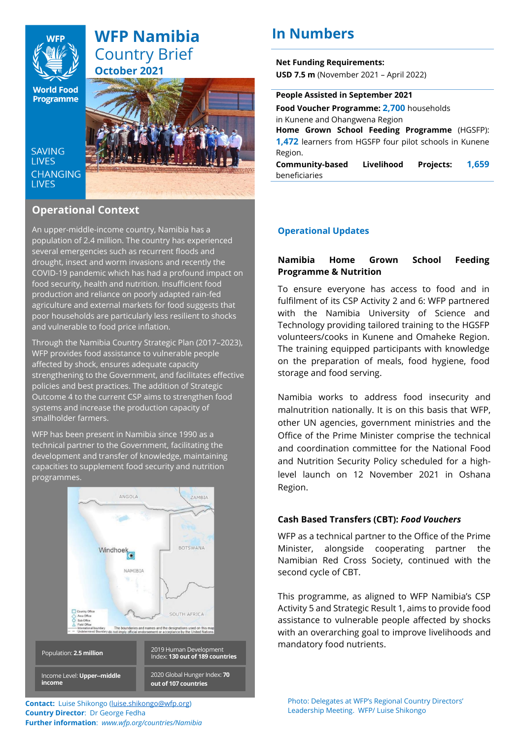# WFP Namibia Country Brief
## October 2021

SAVING LIVES CHANGING LIVES

## Operational Context

An upper-middle-income country, Namibia has a population of 2.4 million. The country has experienced several emergencies such as recurrent floods and drought, insect and worm invasions and recently the COVID-19 pandemic which has had a profound impact on food security, health and nutrition. Insufficient food production and reliance on poorly adapted rain-fed agriculture and external markets for food suggests that poor households are particularly less resilient to shocks and vulnerable to food price inflation.

Through the Namibia Country Strategic Plan (2017–2023), WFP provides food assistance to vulnerable people affected by shock, ensures adequate capacity strengthening to the Government, and facilitates effective policies and best practices. The addition of Strategic Outcome 4 to the current CSP aims to strengthen food systems and increase the production capacity of smallholder farmers.

WFP has been present in Namibia since 1990 as a technical partner to the Government, facilitating the development and transfer of knowledge, maintaining capacities to supplement food security and nutrition programmes.

| | |
|---|---|
| Population: **2.5 million** | 2019 Human Development Index: **130 out of 189 countries** |
| Income Level: **Upper--middle income** | 2020 Global Hunger Index: **70 out of 107 countries** |

**Contact:** Luise Shikongo (luise.shikongo@wfp.org)
**Country Director**: Dr George Fedha
**Further information**: *www.wfp.org/countries/Namibia*

## In Numbers

**Net Funding Requirements:**
**USD 7.5 m** (November 2021 – April 2022)

**People Assisted in September 2021**

**Food Voucher Programme:** **2,700** households in Kunene and Ohangwena Region

**Home Grown School Feeding Programme** (HGSFP): **1,472** learners from HGSFP four pilot schools in Kunene Region.

**Community-based Livelihood Projects:** **1,659** beneficiaries

## Operational Updates

### Namibia Home Grown School Feeding Programme & Nutrition

To ensure everyone has access to food and in fulfilment of its CSP Activity 2 and 6: WFP partnered with the Namibia University of Science and Technology providing tailored training to the HGSFP volunteers/cooks in Kunene and Omaheke Region. The training equipped participants with knowledge on the preparation of meals, food hygiene, food storage and food serving.

Namibia works to address food insecurity and malnutrition nationally. It is on this basis that WFP, other UN agencies, government ministries and the Office of the Prime Minister comprise the technical and coordination committee for the National Food and Nutrition Security Policy scheduled for a high-level launch on 12 November 2021 in Oshana Region.

### Cash Based Transfers (CBT): *Food Vouchers*

WFP as a technical partner to the Office of the Prime Minister, alongside cooperating partner the Namibian Red Cross Society, continued with the second cycle of CBT.

This programme, as aligned to WFP Namibia's CSP Activity 5 and Strategic Result 1, aims to provide food assistance to vulnerable people affected by shocks with an overarching goal to improve livelihoods and mandatory food nutrients.

Photo: Delegates at WFP's Regional Country Directors' Leadership Meeting. WFP/ Luise Shikongo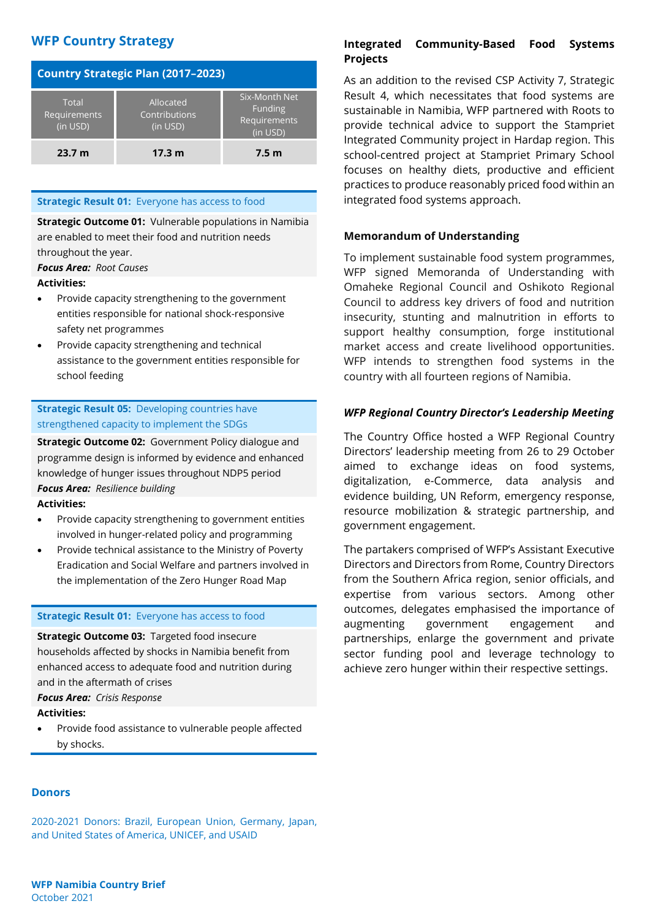## WFP Country Strategy

| Country Strategic Plan (2017–2023) | | |
|---|---|---|
| Total Requirements (in USD) | Allocated Contributions (in USD) | Six-Month Net Funding Requirements (in USD) |
| **23.7 m** | **17.3 m** | **7.5 m** |

**Strategic Result 01:** Everyone has access to food

**Strategic Outcome 01:** Vulnerable populations in Namibia are enabled to meet their food and nutrition needs throughout the year.

***Focus Area:*** *Root Causes*

**Activities:**

- Provide capacity strengthening to the government entities responsible for national shock-responsive safety net programmes
- Provide capacity strengthening and technical assistance to the government entities responsible for school feeding

**Strategic Result 05:** Developing countries have strengthened capacity to implement the SDGs

**Strategic Outcome 02:** Government Policy dialogue and programme design is informed by evidence and enhanced knowledge of hunger issues throughout NDP5 period

***Focus Area:*** *Resilience building*

**Activities:**

- Provide capacity strengthening to government entities involved in hunger-related policy and programming
- Provide technical assistance to the Ministry of Poverty Eradication and Social Welfare and partners involved in the implementation of the Zero Hunger Road Map

**Strategic Result 01:** Everyone has access to food

**Strategic Outcome 03:** Targeted food insecure households affected by shocks in Namibia benefit from enhanced access to adequate food and nutrition during and in the aftermath of crises

***Focus Area:*** *Crisis Response*

**Activities:**

- Provide food assistance to vulnerable people affected by shocks.

## Donors

2020-2021 Donors: Brazil, European Union, Germany, Japan, and United States of America, UNICEF, and USAID

### Integrated Community-Based Food Systems Projects

As an addition to the revised CSP Activity 7, Strategic Result 4, which necessitates that food systems are sustainable in Namibia, WFP partnered with Roots to provide technical advice to support the Stampriet Integrated Community project in Hardap region. This school-centred project at Stampriet Primary School focuses on healthy diets, productive and efficient practices to produce reasonably priced food within an integrated food systems approach.

### Memorandum of Understanding

To implement sustainable food system programmes, WFP signed Memoranda of Understanding with Omaheke Regional Council and Oshikoto Regional Council to address key drivers of food and nutrition insecurity, stunting and malnutrition in efforts to support healthy consumption, forge institutional market access and create livelihood opportunities. WFP intends to strengthen food systems in the country with all fourteen regions of Namibia.

### *WFP Regional Country Director's Leadership Meeting*

The Country Office hosted a WFP Regional Country Directors' leadership meeting from 26 to 29 October aimed to exchange ideas on food systems, digitalization, e-Commerce, data analysis and evidence building, UN Reform, emergency response, resource mobilization & strategic partnership, and government engagement.

The partakers comprised of WFP's Assistant Executive Directors and Directors from Rome, Country Directors from the Southern Africa region, senior officials, and expertise from various sectors. Among other outcomes, delegates emphasised the importance of augmenting government engagement and partnerships, enlarge the government and private sector funding pool and leverage technology to achieve zero hunger within their respective settings.